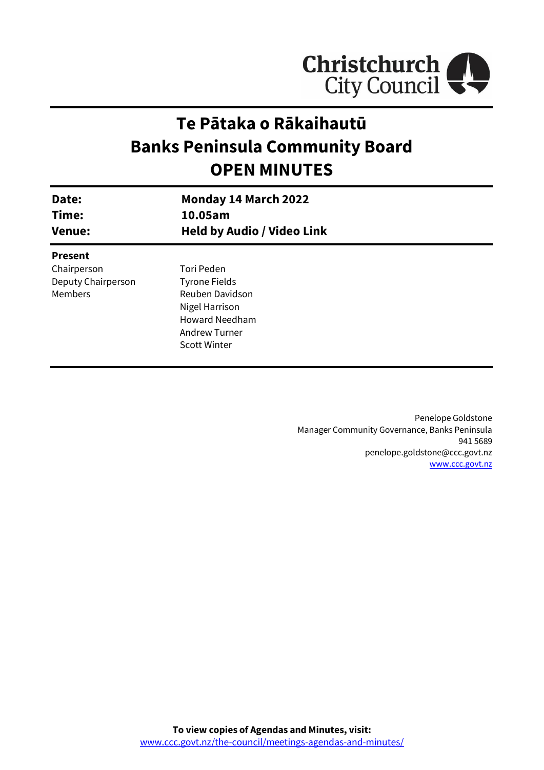Christchurch City Council

# Te Pātaka o Rākaihautū
# Banks Peninsula Community Board
# OPEN MINUTES

| | |
|---|---|
| **Date:** | **Monday 14 March 2022** |
| **Time:** | **10.05am** |
| **Venue:** | **Held by Audio / Video Link** |

**Present**

| | |
|---|---|
| Chairperson | Tori Peden |
| Deputy Chairperson | Tyrone Fields |
| Members | Reuben Davidson |
| | Nigel Harrison |
| | Howard Needham |
| | Andrew Turner |
| | Scott Winter |

Penelope Goldstone
Manager Community Governance, Banks Peninsula
941 5689
penelope.goldstone@ccc.govt.nz
www.ccc.govt.nz

**To view copies of Agendas and Minutes, visit:**
www.ccc.govt.nz/the-council/meetings-agendas-and-minutes/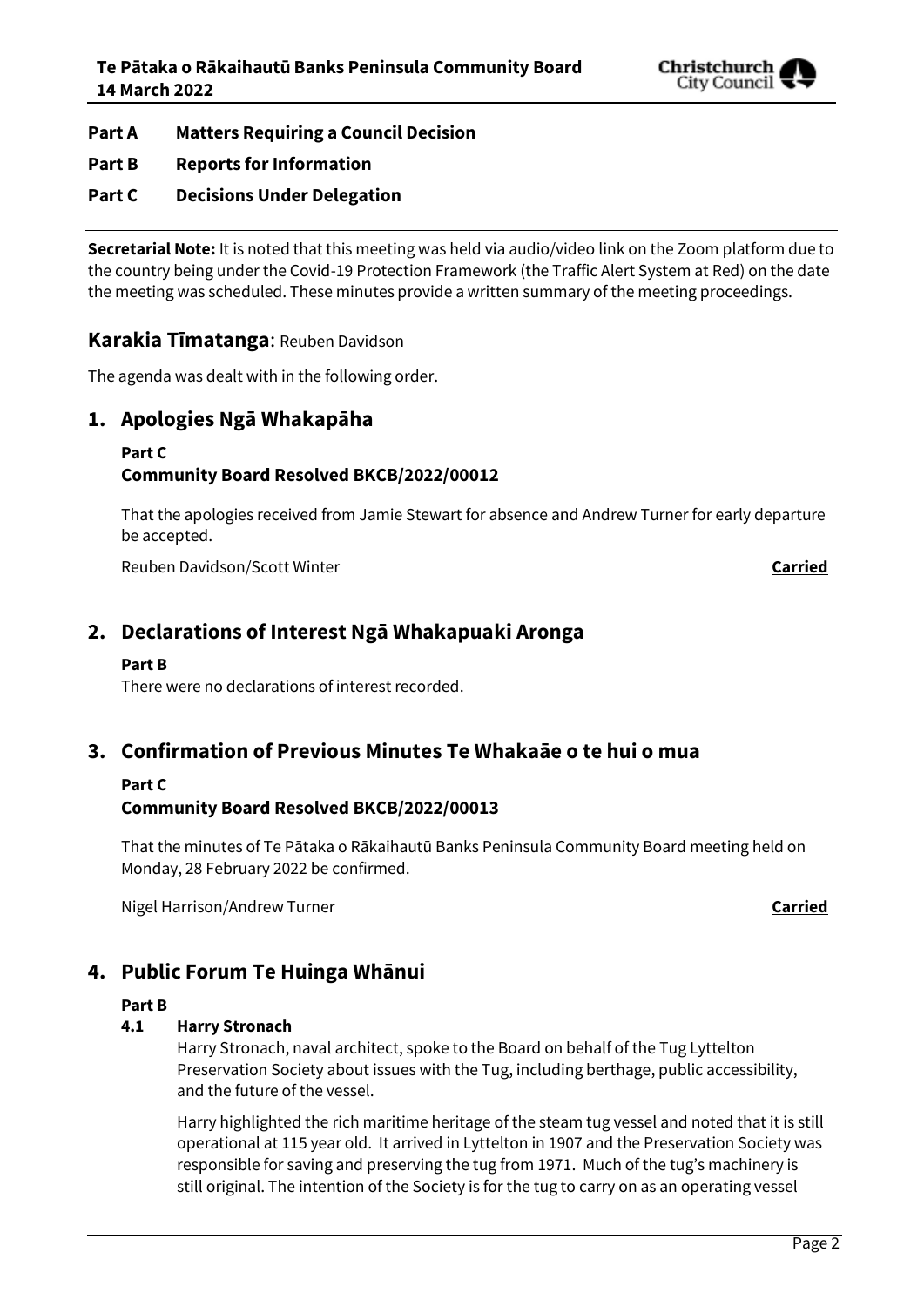**Part A Matters Requiring a Council Decision**

**Part B Reports for Information**

**Part C Decisions Under Delegation**

---

**Secretarial Note:** It is noted that this meeting was held via audio/video link on the Zoom platform due to the country being under the Covid-19 Protection Framework (the Traffic Alert System at Red) on the date the meeting was scheduled. These minutes provide a written summary of the meeting proceedings.

## Karakia Tīmatanga: Reuben Davidson

The agenda was dealt with in the following order.

## 1. Apologies Ngā Whakapāha

**Part C**

**Community Board Resolved BKCB/2022/00012**

That the apologies received from Jamie Stewart for absence and Andrew Turner for early departure be accepted.

Reuben Davidson/Scott Winter **Carried**

## 2. Declarations of Interest Ngā Whakapuaki Aronga

**Part B**

There were no declarations of interest recorded.

## 3. Confirmation of Previous Minutes Te Whakaāe o te hui o mua

**Part C**

**Community Board Resolved BKCB/2022/00013**

That the minutes of Te Pātaka o Rākaihautū Banks Peninsula Community Board meeting held on Monday, 28 February 2022 be confirmed.

Nigel Harrison/Andrew Turner **Carried**

## 4. Public Forum Te Huinga Whānui

**Part B**

**4.1 Harry Stronach**

Harry Stronach, naval architect, spoke to the Board on behalf of the Tug Lyttelton Preservation Society about issues with the Tug, including berthage, public accessibility, and the future of the vessel.

Harry highlighted the rich maritime heritage of the steam tug vessel and noted that it is still operational at 115 year old. It arrived in Lyttelton in 1907 and the Preservation Society was responsible for saving and preserving the tug from 1971. Much of the tug's machinery is still original. The intention of the Society is for the tug to carry on as an operating vessel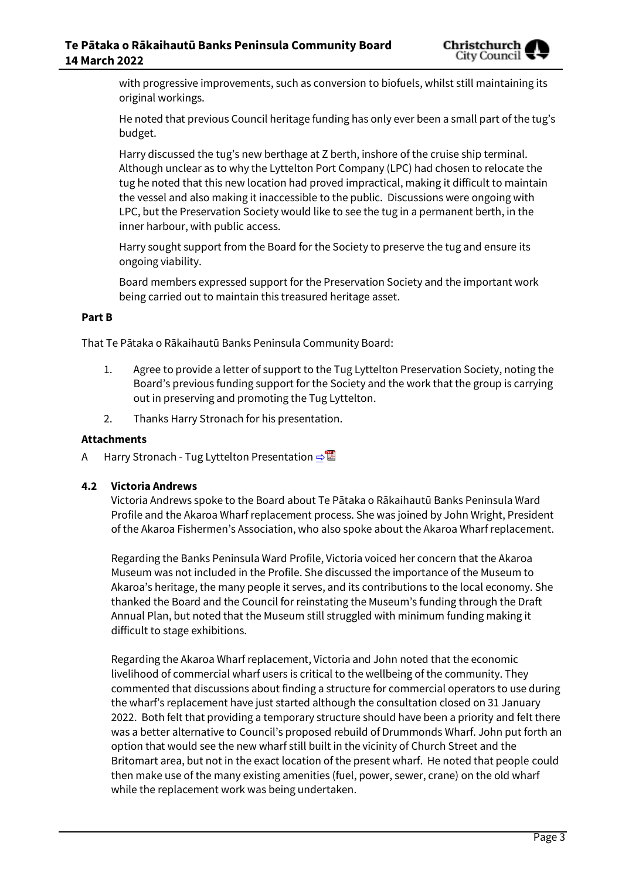with progressive improvements, such as conversion to biofuels, whilst still maintaining its original workings.

He noted that previous Council heritage funding has only ever been a small part of the tug's budget.

Harry discussed the tug's new berthage at Z berth, inshore of the cruise ship terminal. Although unclear as to why the Lyttelton Port Company (LPC) had chosen to relocate the tug he noted that this new location had proved impractical, making it difficult to maintain the vessel and also making it inaccessible to the public. Discussions were ongoing with LPC, but the Preservation Society would like to see the tug in a permanent berth, in the inner harbour, with public access.

Harry sought support from the Board for the Society to preserve the tug and ensure its ongoing viability.

Board members expressed support for the Preservation Society and the important work being carried out to maintain this treasured heritage asset.

**Part B**

That Te Pātaka o Rākaihautū Banks Peninsula Community Board:

1. Agree to provide a letter of support to the Tug Lyttelton Preservation Society, noting the Board's previous funding support for the Society and the work that the group is carrying out in preserving and promoting the Tug Lyttelton.
2. Thanks Harry Stronach for his presentation.

**Attachments**

A Harry Stronach - Tug Lyttelton Presentation

**4.2 Victoria Andrews**

Victoria Andrews spoke to the Board about Te Pātaka o Rākaihautū Banks Peninsula Ward Profile and the Akaroa Wharf replacement process. She was joined by John Wright, President of the Akaroa Fishermen's Association, who also spoke about the Akaroa Wharf replacement.

Regarding the Banks Peninsula Ward Profile, Victoria voiced her concern that the Akaroa Museum was not included in the Profile. She discussed the importance of the Museum to Akaroa's heritage, the many people it serves, and its contributions to the local economy. She thanked the Board and the Council for reinstating the Museum's funding through the Draft Annual Plan, but noted that the Museum still struggled with minimum funding making it difficult to stage exhibitions.

Regarding the Akaroa Wharf replacement, Victoria and John noted that the economic livelihood of commercial wharf users is critical to the wellbeing of the community. They commented that discussions about finding a structure for commercial operators to use during the wharf's replacement have just started although the consultation closed on 31 January 2022. Both felt that providing a temporary structure should have been a priority and felt there was a better alternative to Council's proposed rebuild of Drummonds Wharf. John put forth an option that would see the new wharf still built in the vicinity of Church Street and the Britomart area, but not in the exact location of the present wharf. He noted that people could then make use of the many existing amenities (fuel, power, sewer, crane) on the old wharf while the replacement work was being undertaken.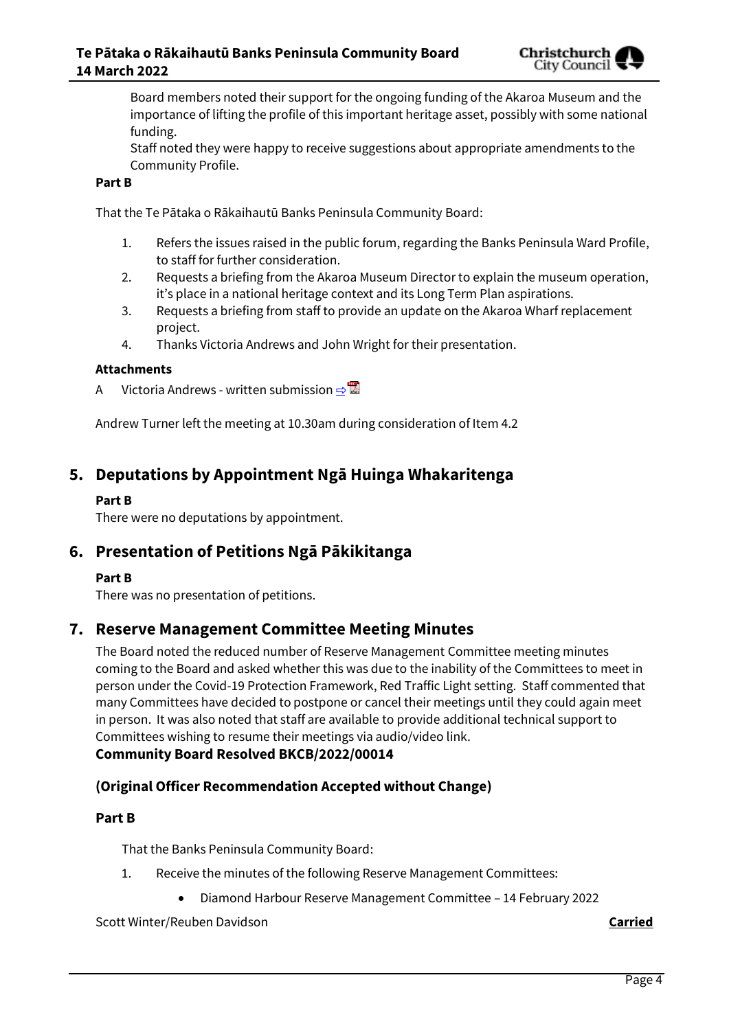Board members noted their support for the ongoing funding of the Akaroa Museum and the importance of lifting the profile of this important heritage asset, possibly with some national funding.

Staff noted they were happy to receive suggestions about appropriate amendments to the Community Profile.

**Part B**

That the Te Pātaka o Rākaihautū Banks Peninsula Community Board:

1. Refers the issues raised in the public forum, regarding the Banks Peninsula Ward Profile, to staff for further consideration.
2. Requests a briefing from the Akaroa Museum Director to explain the museum operation, it's place in a national heritage context and its Long Term Plan aspirations.
3. Requests a briefing from staff to provide an update on the Akaroa Wharf replacement project.
4. Thanks Victoria Andrews and John Wright for their presentation.

**Attachments**

A Victoria Andrews - written submission ⇨

Andrew Turner left the meeting at 10.30am during consideration of Item 4.2

## 5. Deputations by Appointment Ngā Huinga Whakaritenga

**Part B**

There were no deputations by appointment.

## 6. Presentation of Petitions Ngā Pākikitanga

**Part B**

There was no presentation of petitions.

## 7. Reserve Management Committee Meeting Minutes

The Board noted the reduced number of Reserve Management Committee meeting minutes coming to the Board and asked whether this was due to the inability of the Committees to meet in person under the Covid-19 Protection Framework, Red Traffic Light setting. Staff commented that many Committees have decided to postpone or cancel their meetings until they could again meet in person. It was also noted that staff are available to provide additional technical support to Committees wishing to resume their meetings via audio/video link.

**Community Board Resolved BKCB/2022/00014**

### (Original Officer Recommendation Accepted without Change)

**Part B**

That the Banks Peninsula Community Board:

1. Receive the minutes of the following Reserve Management Committees:
   - Diamond Harbour Reserve Management Committee – 14 February 2022

Scott Winter/Reuben Davidson **Carried**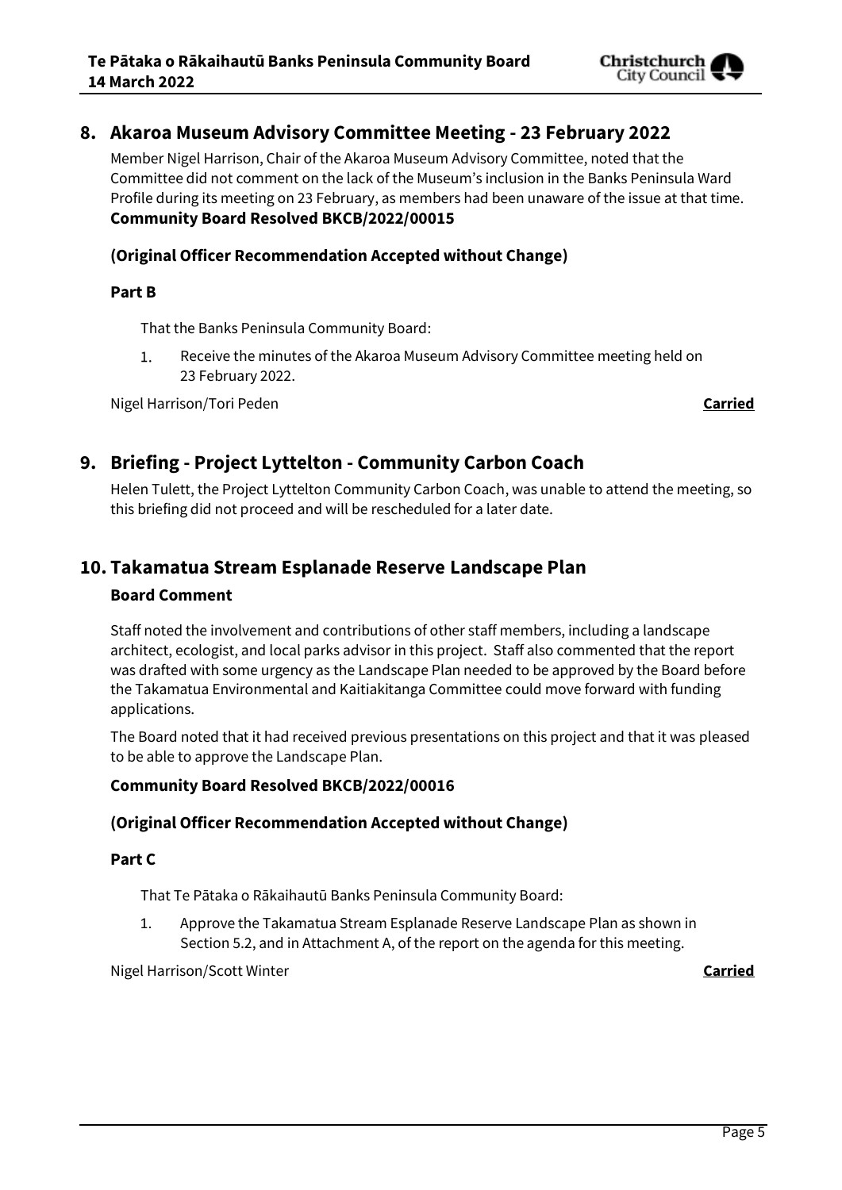## 8. Akaroa Museum Advisory Committee Meeting - 23 February 2022

Member Nigel Harrison, Chair of the Akaroa Museum Advisory Committee, noted that the Committee did not comment on the lack of the Museum's inclusion in the Banks Peninsula Ward Profile during its meeting on 23 February, as members had been unaware of the issue at that time.

**Community Board Resolved BKCB/2022/00015**

**(Original Officer Recommendation Accepted without Change)**

**Part B**

That the Banks Peninsula Community Board:

1. Receive the minutes of the Akaroa Museum Advisory Committee meeting held on 23 February 2022.

Nigel Harrison/Tori Peden **Carried**

## 9. Briefing - Project Lyttelton - Community Carbon Coach

Helen Tulett, the Project Lyttelton Community Carbon Coach, was unable to attend the meeting, so this briefing did not proceed and will be rescheduled for a later date.

## 10. Takamatua Stream Esplanade Reserve Landscape Plan

**Board Comment**

Staff noted the involvement and contributions of other staff members, including a landscape architect, ecologist, and local parks advisor in this project. Staff also commented that the report was drafted with some urgency as the Landscape Plan needed to be approved by the Board before the Takamatua Environmental and Kaitiakitanga Committee could move forward with funding applications.

The Board noted that it had received previous presentations on this project and that it was pleased to be able to approve the Landscape Plan.

**Community Board Resolved BKCB/2022/00016**

**(Original Officer Recommendation Accepted without Change)**

**Part C**

That Te Pātaka o Rākaihautū Banks Peninsula Community Board:

1. Approve the Takamatua Stream Esplanade Reserve Landscape Plan as shown in Section 5.2, and in Attachment A, of the report on the agenda for this meeting.

Nigel Harrison/Scott Winter **Carried**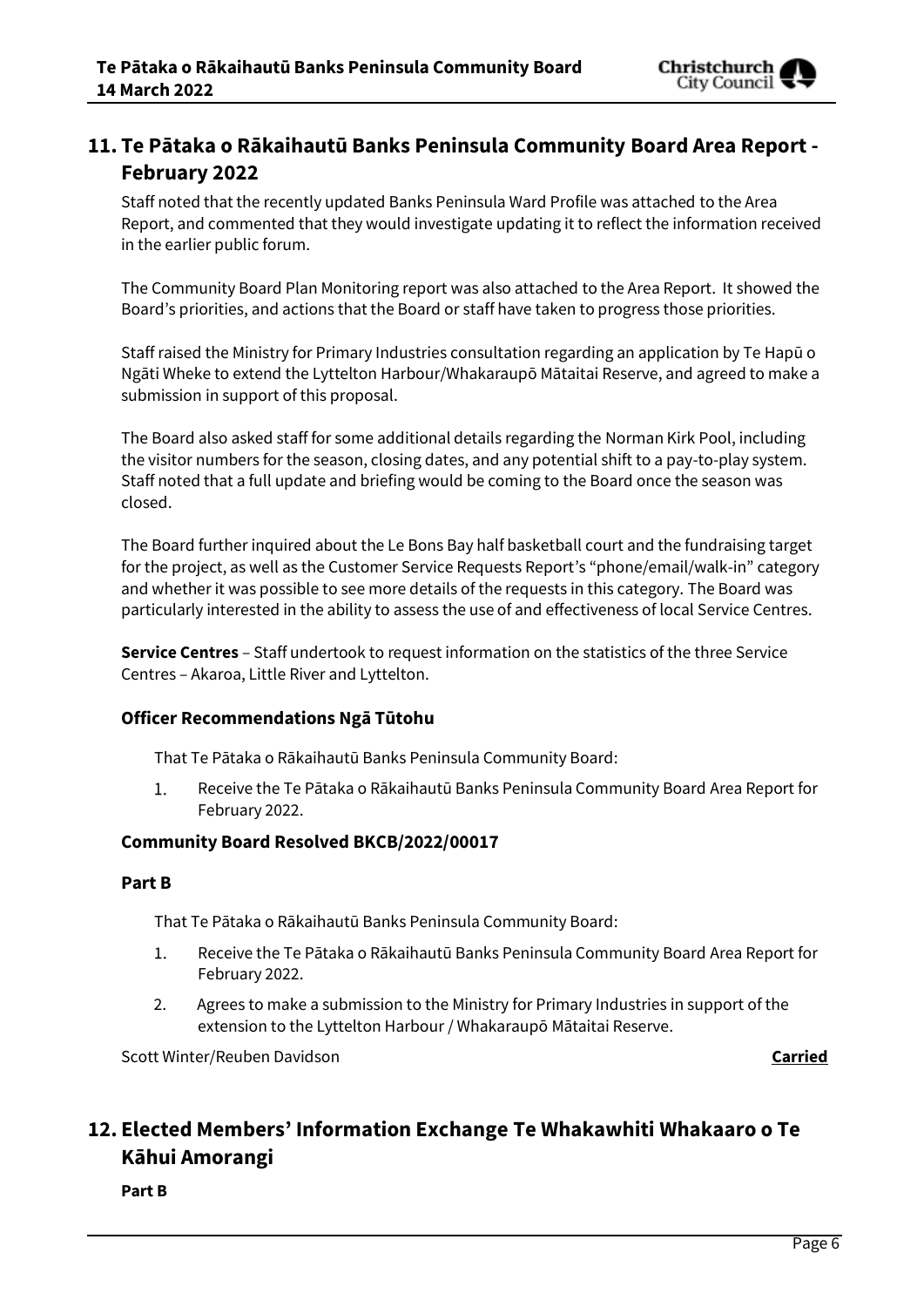## 11. Te Pātaka o Rākaihautū Banks Peninsula Community Board Area Report - February 2022

Staff noted that the recently updated Banks Peninsula Ward Profile was attached to the Area Report, and commented that they would investigate updating it to reflect the information received in the earlier public forum.

The Community Board Plan Monitoring report was also attached to the Area Report. It showed the Board's priorities, and actions that the Board or staff have taken to progress those priorities.

Staff raised the Ministry for Primary Industries consultation regarding an application by Te Hapū o Ngāti Wheke to extend the Lyttelton Harbour/Whakaraupō Mātaitai Reserve, and agreed to make a submission in support of this proposal.

The Board also asked staff for some additional details regarding the Norman Kirk Pool, including the visitor numbers for the season, closing dates, and any potential shift to a pay-to-play system. Staff noted that a full update and briefing would be coming to the Board once the season was closed.

The Board further inquired about the Le Bons Bay half basketball court and the fundraising target for the project, as well as the Customer Service Requests Report's "phone/email/walk-in" category and whether it was possible to see more details of the requests in this category. The Board was particularly interested in the ability to assess the use of and effectiveness of local Service Centres.

**Service Centres** – Staff undertook to request information on the statistics of the three Service Centres – Akaroa, Little River and Lyttelton.

### Officer Recommendations Ngā Tūtohu

That Te Pātaka o Rākaihautū Banks Peninsula Community Board:

1. Receive the Te Pātaka o Rākaihautū Banks Peninsula Community Board Area Report for February 2022.

### Community Board Resolved BKCB/2022/00017

**Part B**

That Te Pātaka o Rākaihautū Banks Peninsula Community Board:

1. Receive the Te Pātaka o Rākaihautū Banks Peninsula Community Board Area Report for February 2022.
2. Agrees to make a submission to the Ministry for Primary Industries in support of the extension to the Lyttelton Harbour / Whakaraupō Mātaitai Reserve.

Scott Winter/Reuben Davidson **Carried**

## 12. Elected Members' Information Exchange Te Whakawhiti Whakaaro o Te Kāhui Amorangi

**Part B**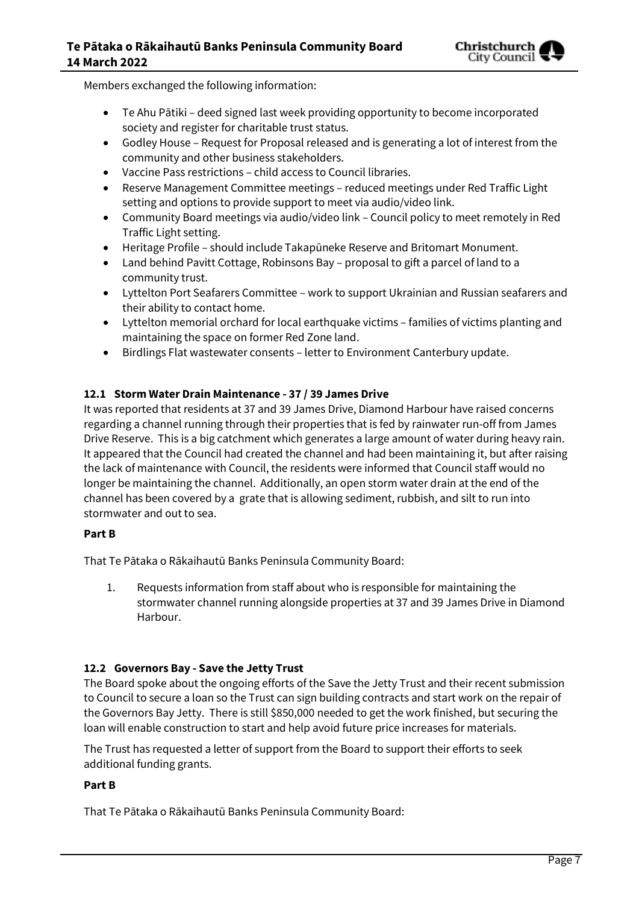Members exchanged the following information:

- Te Ahu Pātiki – deed signed last week providing opportunity to become incorporated society and register for charitable trust status.
- Godley House – Request for Proposal released and is generating a lot of interest from the community and other business stakeholders.
- Vaccine Pass restrictions – child access to Council libraries.
- Reserve Management Committee meetings – reduced meetings under Red Traffic Light setting and options to provide support to meet via audio/video link.
- Community Board meetings via audio/video link – Council policy to meet remotely in Red Traffic Light setting.
- Heritage Profile – should include Takapūneke Reserve and Britomart Monument.
- Land behind Pavitt Cottage, Robinsons Bay – proposal to gift a parcel of land to a community trust.
- Lyttelton Port Seafarers Committee – work to support Ukrainian and Russian seafarers and their ability to contact home.
- Lyttelton memorial orchard for local earthquake victims – families of victims planting and maintaining the space on former Red Zone land.
- Birdlings Flat wastewater consents – letter to Environment Canterbury update.

### 12.1 Storm Water Drain Maintenance - 37 / 39 James Drive

It was reported that residents at 37 and 39 James Drive, Diamond Harbour have raised concerns regarding a channel running through their properties that is fed by rainwater run-off from James Drive Reserve. This is a big catchment which generates a large amount of water during heavy rain. It appeared that the Council had created the channel and had been maintaining it, but after raising the lack of maintenance with Council, the residents were informed that Council staff would no longer be maintaining the channel. Additionally, an open storm water drain at the end of the channel has been covered by a grate that is allowing sediment, rubbish, and silt to run into stormwater and out to sea.

**Part B**

That Te Pātaka o Rākaihautū Banks Peninsula Community Board:

1. Requests information from staff about who is responsible for maintaining the stormwater channel running alongside properties at 37 and 39 James Drive in Diamond Harbour.

### 12.2 Governors Bay - Save the Jetty Trust

The Board spoke about the ongoing efforts of the Save the Jetty Trust and their recent submission to Council to secure a loan so the Trust can sign building contracts and start work on the repair of the Governors Bay Jetty. There is still $850,000 needed to get the work finished, but securing the loan will enable construction to start and help avoid future price increases for materials.

The Trust has requested a letter of support from the Board to support their efforts to seek additional funding grants.

**Part B**

That Te Pātaka o Rākaihautū Banks Peninsula Community Board: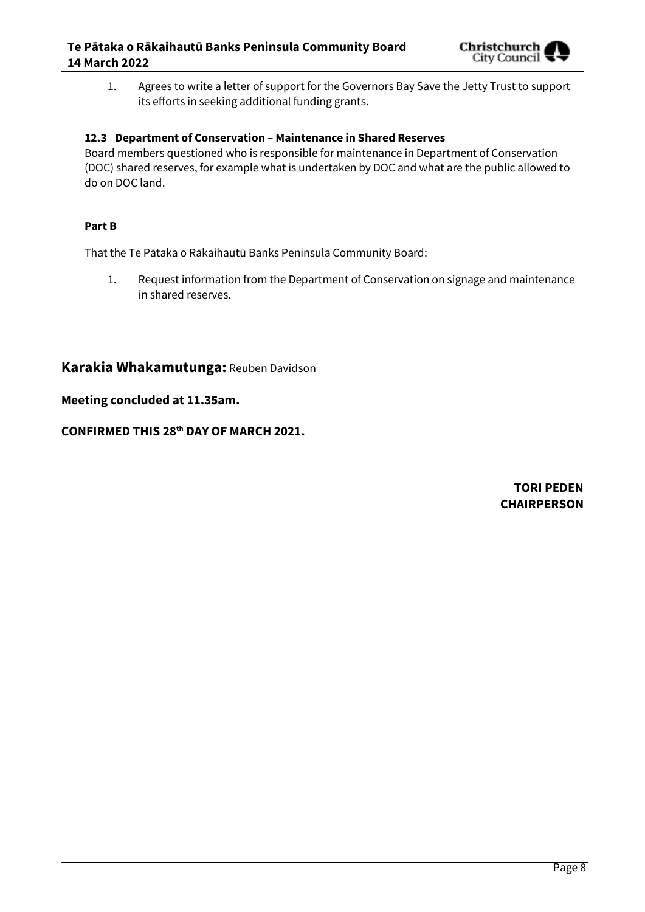1. Agrees to write a letter of support for the Governors Bay Save the Jetty Trust to support its efforts in seeking additional funding grants.

### 12.3 Department of Conservation – Maintenance in Shared Reserves

Board members questioned who is responsible for maintenance in Department of Conservation (DOC) shared reserves, for example what is undertaken by DOC and what are the public allowed to do on DOC land.

**Part B**

That the Te Pātaka o Rākaihautū Banks Peninsula Community Board:

1. Request information from the Department of Conservation on signage and maintenance in shared reserves.

## Karakia Whakamutunga: Reuben Davidson

**Meeting concluded at 11.35am.**

**CONFIRMED THIS 28th DAY OF MARCH 2021.**

**TORI PEDEN**
**CHAIRPERSON**